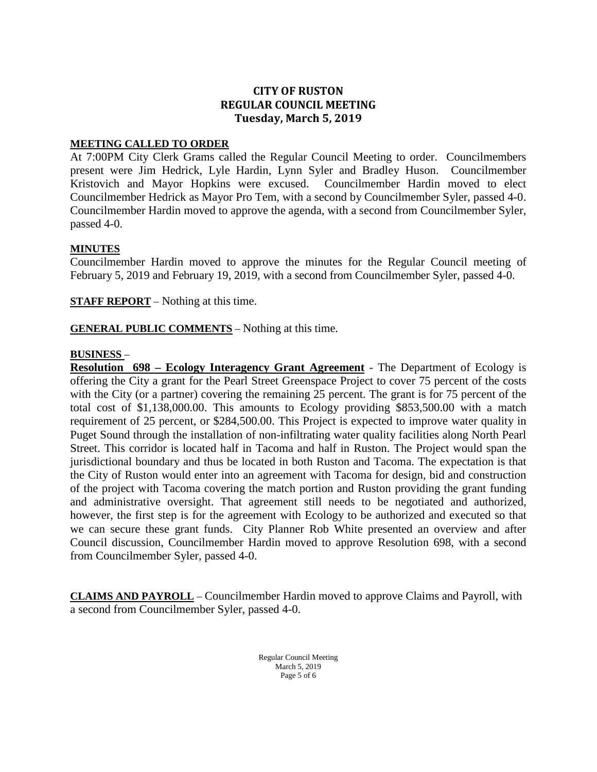# CITY OF RUSTON
## REGULAR COUNCIL MEETING
### Tuesday, March 5, 2019

**MEETING CALLED TO ORDER**

At 7:00PM City Clerk Grams called the Regular Council Meeting to order. Councilmembers present were Jim Hedrick, Lyle Hardin, Lynn Syler and Bradley Huson. Councilmember Kristovich and Mayor Hopkins were excused. Councilmember Hardin moved to elect Councilmember Hedrick as Mayor Pro Tem, with a second by Councilmember Syler, passed 4-0. Councilmember Hardin moved to approve the agenda, with a second from Councilmember Syler, passed 4-0.

**MINUTES**

Councilmember Hardin moved to approve the minutes for the Regular Council meeting of February 5, 2019 and February 19, 2019, with a second from Councilmember Syler, passed 4-0.

**STAFF REPORT** – Nothing at this time.

**GENERAL PUBLIC COMMENTS** – Nothing at this time.

**BUSINESS** –

**Resolution 698 – Ecology Interagency Grant Agreement** - The Department of Ecology is offering the City a grant for the Pearl Street Greenspace Project to cover 75 percent of the costs with the City (or a partner) covering the remaining 25 percent. The grant is for 75 percent of the total cost of $1,138,000.00. This amounts to Ecology providing $853,500.00 with a match requirement of 25 percent, or $284,500.00. This Project is expected to improve water quality in Puget Sound through the installation of non-infiltrating water quality facilities along North Pearl Street. This corridor is located half in Tacoma and half in Ruston. The Project would span the jurisdictional boundary and thus be located in both Ruston and Tacoma. The expectation is that the City of Ruston would enter into an agreement with Tacoma for design, bid and construction of the project with Tacoma covering the match portion and Ruston providing the grant funding and administrative oversight. That agreement still needs to be negotiated and authorized, however, the first step is for the agreement with Ecology to be authorized and executed so that we can secure these grant funds. City Planner Rob White presented an overview and after Council discussion, Councilmember Hardin moved to approve Resolution 698, with a second from Councilmember Syler, passed 4-0.

**CLAIMS AND PAYROLL** – Councilmember Hardin moved to approve Claims and Payroll, with a second from Councilmember Syler, passed 4-0.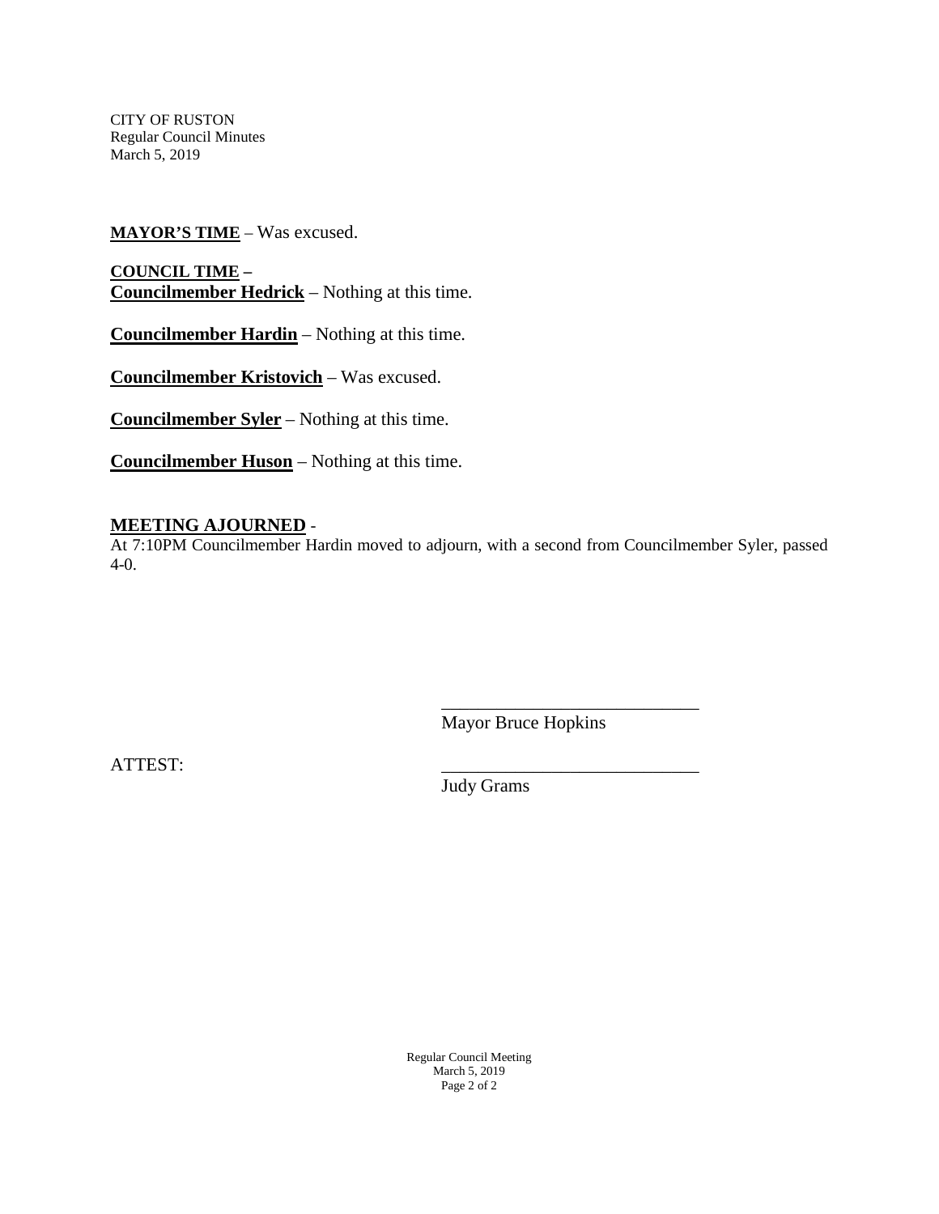**MAYOR'S TIME** – Was excused.

**COUNCIL TIME –**

**Councilmember Hedrick** – Nothing at this time.

**Councilmember Hardin** – Nothing at this time.

**Councilmember Kristovich** – Was excused.

**Councilmember Syler** – Nothing at this time.

**Councilmember Huson** – Nothing at this time.

**MEETING AJOURNED** -

At 7:10PM Councilmember Hardin moved to adjourn, with a second from Councilmember Syler, passed 4-0.

\_\_\_\_\_\_\_\_\_\_\_\_\_\_\_\_\_\_\_\_\_\_\_\_\_\_\_\_

Mayor Bruce Hopkins

ATTEST:

\_\_\_\_\_\_\_\_\_\_\_\_\_\_\_\_\_\_\_\_\_\_\_\_\_\_\_\_

Judy Grams